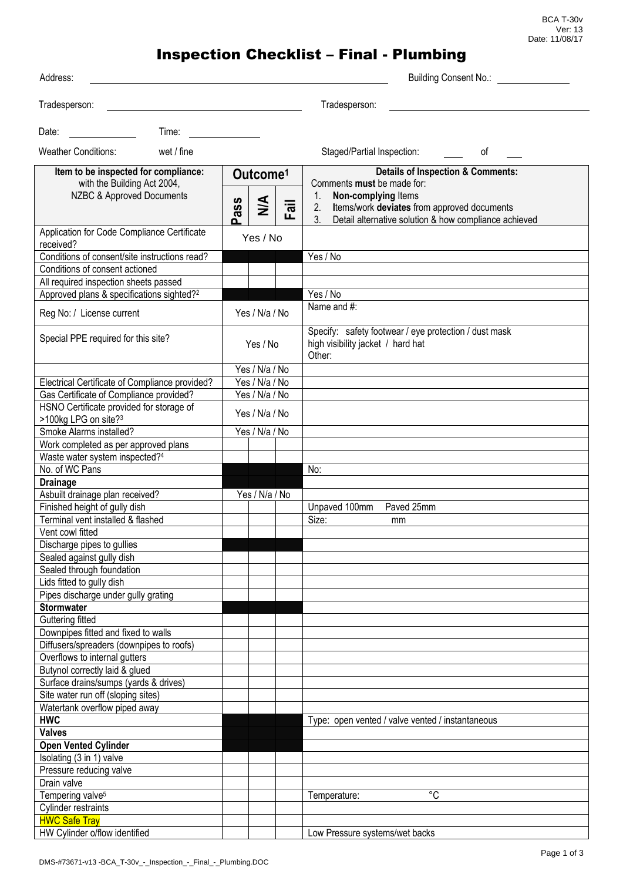BCA T-30v
Ver: 13
Date: 11/08/17

# Inspection Checklist – Final - Plumbing

Address: ______________________ Building Consent No.: __________

Tradesperson: ______________________ Tradesperson: ______________________

Date: __________ Time: __________

Weather Conditions: wet / fine Staged/Partial Inspection: ____ of ____

| Item to be inspected for compliance: with the Building Act 2004, NZBC & Approved Documents | Outcome[1] | | | Details of Inspection & Comments: Comments **must** be made for: 1. **Non-complying** Items 2. Items/work **deviates** from approved documents 3. Detail alternative solution & how compliance achieved |
|---|---|---|---|---|
| | Pass | N/A | Fail | |
| Application for Code Compliance Certificate received? | Yes / No | | | |
| Conditions of consent/site instructions read? | | | | Yes / No |
| Conditions of consent actioned | | | | |
| All required inspection sheets passed | | | | |
| Approved plans & specifications sighted?[2] | | | | Yes / No |
| Reg No: / License current | Yes / N/a / No | | | Name and #: |
| Special PPE required for this site? | Yes / No | | | Specify: safety footwear / eye protection / dust mask high visibility jacket / hard hat Other: |
| | Yes / N/a / No | | | |
| Electrical Certificate of Compliance provided? | Yes / N/a / No | | | |
| Gas Certificate of Compliance provided? | Yes / N/a / No | | | |
| HSNO Certificate provided for storage of >100kg LPG on site?[3] | Yes / N/a / No | | | |
| Smoke Alarms installed? | Yes / N/a / No | | | |
| Work completed as per approved plans | | | | |
| Waste water system inspected?[4] | | | | |
| No. of WC Pans | | | | No: |
| **Drainage** | | | | |
| Asbuilt drainage plan received? | Yes / N/a / No | | | |
| Finished height of gully dish | | | | Unpaved 100mm Paved 25mm |
| Terminal vent installed & flashed | | | | Size: mm |
| Vent cowl fitted | | | | |
| Discharge pipes to gullies | | | | |
| Sealed against gully dish | | | | |
| Sealed through foundation | | | | |
| Lids fitted to gully dish | | | | |
| Pipes discharge under gully grating | | | | |
| **Stormwater** | | | | |
| Guttering fitted | | | | |
| Downpipes fitted and fixed to walls | | | | |
| Diffusers/spreaders (downpipes to roofs) | | | | |
| Overflows to internal gutters | | | | |
| Butynol correctly laid & glued | | | | |
| Surface drains/sumps (yards & drives) | | | | |
| Site water run off (sloping sites) | | | | |
| Watertank overflow piped away | | | | |
| **HWC** | | | | Type: open vented / valve vented / instantaneous |
| **Valves** | | | | |
| **Open Vented Cylinder** | | | | |
| Isolating (3 in 1) valve | | | | |
| Pressure reducing valve | | | | |
| Drain valve | | | | |
| Tempering valve[5] | | | | Temperature: °C |
| Cylinder restraints | | | | |
| HWC Safe Tray | | | | |
| HW Cylinder o/flow identified | | | | Low Pressure systems/wet backs |

DMS-#73671-v13 -BCA_T-30v_-_Inspection_-_Final_-_Plumbing.DOC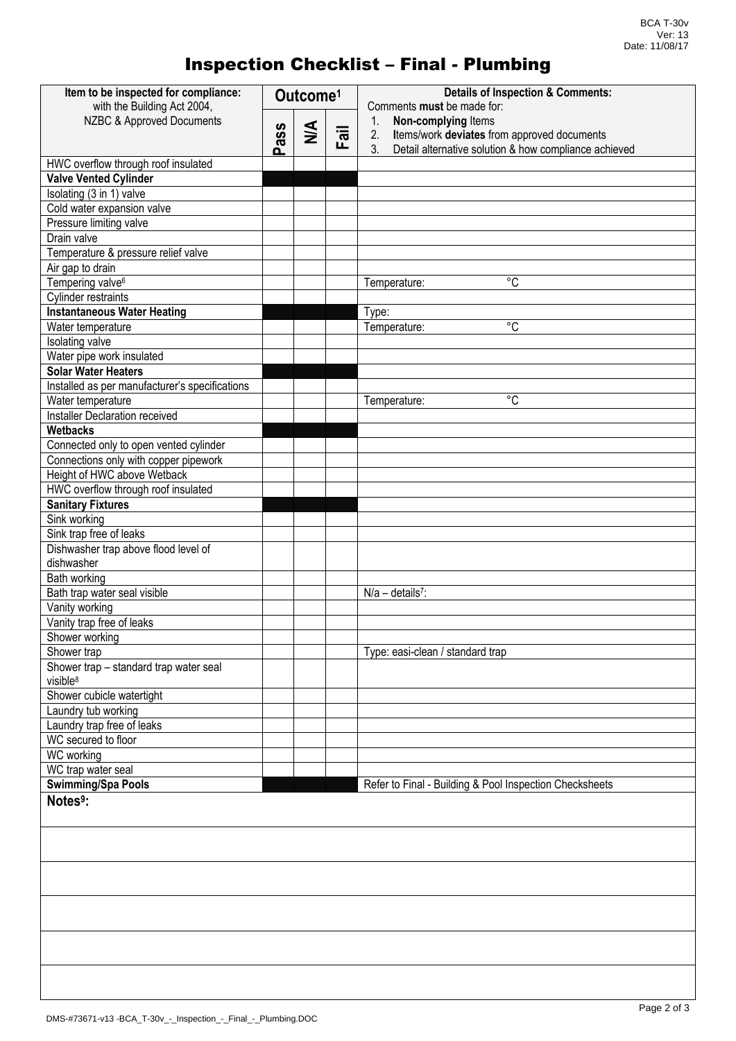# Inspection Checklist – Final - Plumbing

| Item to be inspected for compliance: with the Building Act 2004, NZBC & Approved Documents | Outcome[1] | | | Details of Inspection & Comments: Comments **must** be made for: 1. **Non-complying** Items 2. **I**tems/work **deviates** from approved documents 3. Detail alternative solution & how compliance achieved |
|---|---|---|---|---|
| | Pass | N/A | Fail | |
| HWC overflow through roof insulated | | | | |
| **Valve Vented Cylinder** | | | | |
| Isolating (3 in 1) valve | | | | |
| Cold water expansion valve | | | | |
| Pressure limiting valve | | | | |
| Drain valve | | | | |
| Temperature & pressure relief valve | | | | |
| Air gap to drain | | | | |
| Tempering valve[6] | | | | Temperature: °C |
| Cylinder restraints | | | | |
| **Instantaneous Water Heating** | | | | Type: |
| Water temperature | | | | Temperature: °C |
| Isolating valve | | | | |
| Water pipe work insulated | | | | |
| **Solar Water Heaters** | | | | |
| Installed as per manufacturer's specifications | | | | |
| Water temperature | | | | Temperature: °C |
| Installer Declaration received | | | | |
| **Wetbacks** | | | | |
| Connected only to open vented cylinder | | | | |
| Connections only with copper pipework | | | | |
| Height of HWC above Wetback | | | | |
| HWC overflow through roof insulated | | | | |
| **Sanitary Fixtures** | | | | |
| Sink working | | | | |
| Sink trap free of leaks | | | | |
| Dishwasher trap above flood level of dishwasher | | | | |
| Bath working | | | | |
| Bath trap water seal visible | | | | N/a – details[7]: |
| Vanity working | | | | |
| Vanity trap free of leaks | | | | |
| Shower working | | | | |
| Shower trap | | | | Type: easi-clean / standard trap |
| Shower trap – standard trap water seal visible[8] | | | | |
| Shower cubicle watertight | | | | |
| Laundry tub working | | | | |
| Laundry trap free of leaks | | | | |
| WC secured to floor | | | | |
| WC working | | | | |
| WC trap water seal | | | | |
| **Swimming/Spa Pools** | | | | Refer to Final - Building & Pool Inspection Checksheets |

**Notes[9]:**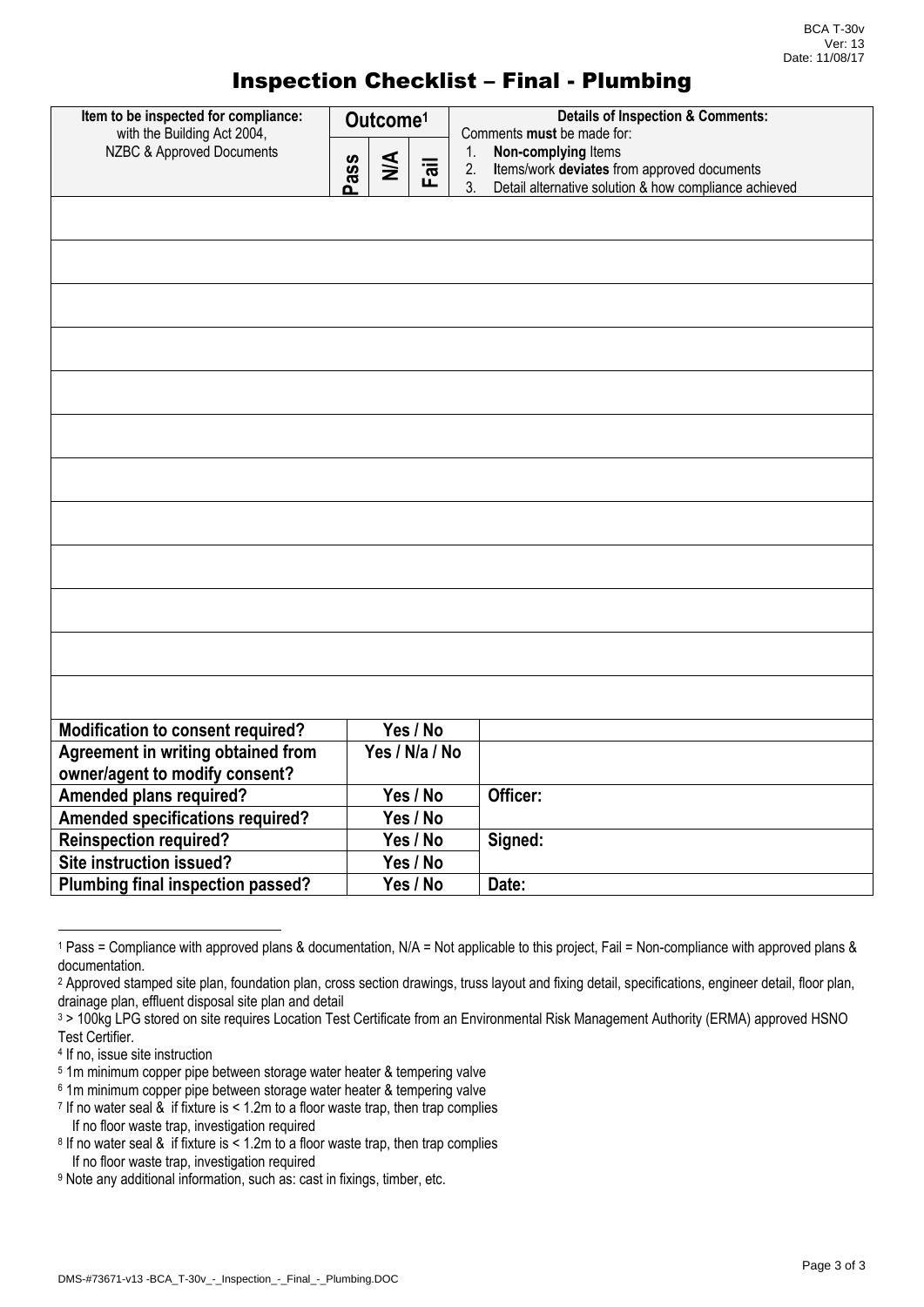# Inspection Checklist – Final - Plumbing

| Item to be inspected for compliance: with the Building Act 2004, NZBC & Approved Documents | Outcome[1] | | | Details of Inspection & Comments: Comments **must** be made for: 1. **Non-complying** Items 2. **I**tems/work **deviates** from approved documents 3. Detail alternative solution & how compliance achieved |
|---|---|---|---|---|
| | Pass | N/A | Fail | |
| | | | | |
| | | | | |
| | | | | |
| | | | | |
| | | | | |
| | | | | |
| | | | | |
| | | | | |
| | | | | |
| | | | | |
| | | | | |
| | | | | |

| | | |
|---|---|---|
| **Modification to consent required?** | **Yes / No** | |
| **Agreement in writing obtained from owner/agent to modify consent?** | **Yes / N/a / No** | |
| **Amended plans required?** | **Yes / No** | **Officer:** |
| **Amended specifications required?** | **Yes / No** | |
| **Reinspection required?** | **Yes / No** | **Signed:** |
| **Site instruction issued?** | **Yes / No** | |
| **Plumbing final inspection passed?** | **Yes / No** | **Date:** |

[1] Pass = Compliance with approved plans & documentation, N/A = Not applicable to this project, Fail = Non-compliance with approved plans & documentation.

[2] Approved stamped site plan, foundation plan, cross section drawings, truss layout and fixing detail, specifications, engineer detail, floor plan, drainage plan, effluent disposal site plan and detail

[3] > 100kg LPG stored on site requires Location Test Certificate from an Environmental Risk Management Authority (ERMA) approved HSNO Test Certifier.

[4] If no, issue site instruction

[5] 1m minimum copper pipe between storage water heater & tempering valve

[6] 1m minimum copper pipe between storage water heater & tempering valve

[7] If no water seal & if fixture is < 1.2m to a floor waste trap, then trap complies
If no floor waste trap, investigation required

[8] If no water seal & if fixture is < 1.2m to a floor waste trap, then trap complies
If no floor waste trap, investigation required

[9] Note any additional information, such as: cast in fixings, timber, etc.